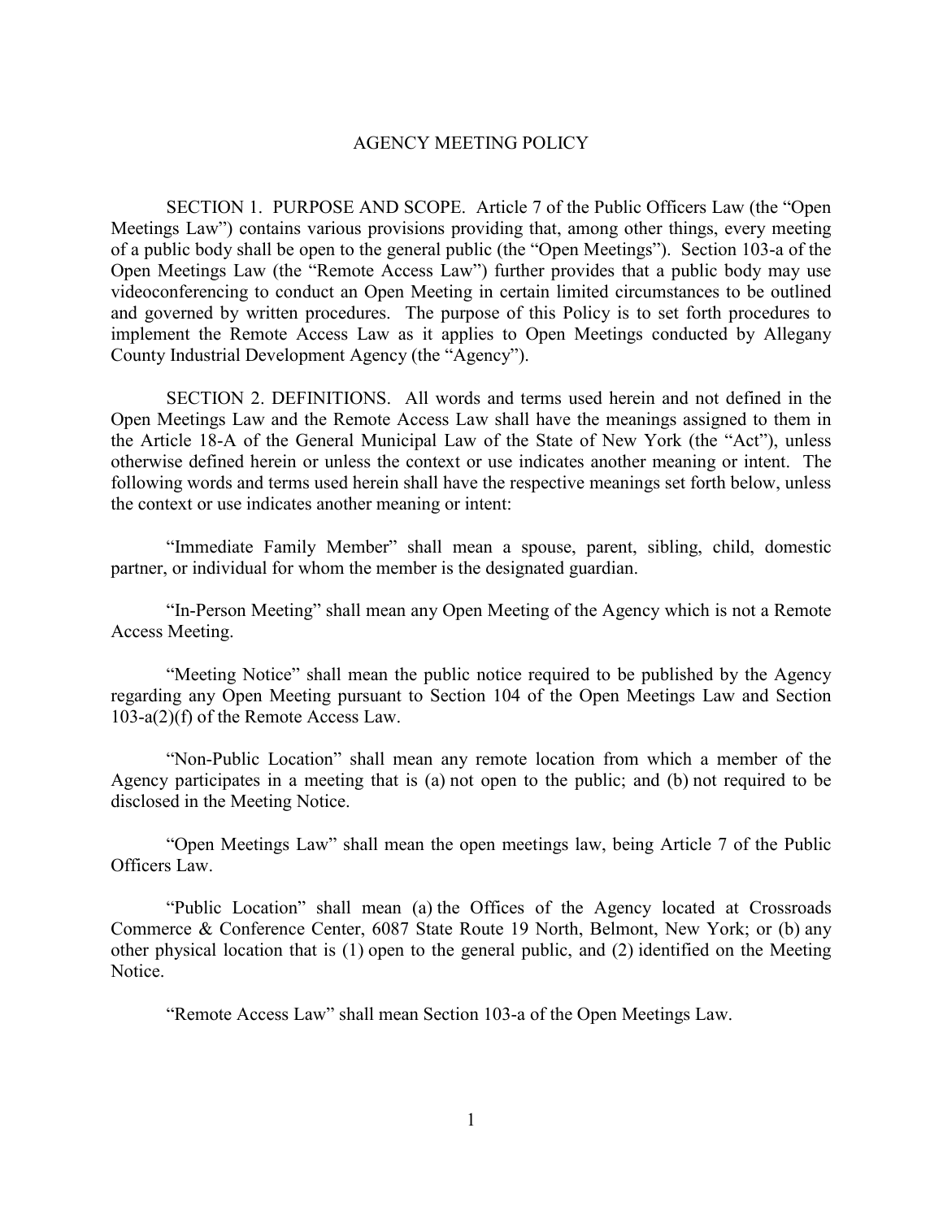# AGENCY MEETING POLICY

SECTION 1. PURPOSE AND SCOPE. Article 7 of the Public Officers Law (the "Open Meetings Law") contains various provisions providing that, among other things, every meeting of a public body shall be open to the general public (the "Open Meetings"). Section 103-a of the Open Meetings Law (the "Remote Access Law") further provides that a public body may use videoconferencing to conduct an Open Meeting in certain limited circumstances to be outlined and governed by written procedures. The purpose of this Policy is to set forth procedures to implement the Remote Access Law as it applies to Open Meetings conducted by Allegany County Industrial Development Agency (the "Agency").

SECTION 2. DEFINITIONS. All words and terms used herein and not defined in the Open Meetings Law and the Remote Access Law shall have the meanings assigned to them in the Article 18-A of the General Municipal Law of the State of New York (the "Act"), unless otherwise defined herein or unless the context or use indicates another meaning or intent. The following words and terms used herein shall have the respective meanings set forth below, unless the context or use indicates another meaning or intent:

"Immediate Family Member" shall mean a spouse, parent, sibling, child, domestic partner, or individual for whom the member is the designated guardian.

"In-Person Meeting" shall mean any Open Meeting of the Agency which is not a Remote Access Meeting.

"Meeting Notice" shall mean the public notice required to be published by the Agency regarding any Open Meeting pursuant to Section 104 of the Open Meetings Law and Section 103-a(2)(f) of the Remote Access Law.

"Non-Public Location" shall mean any remote location from which a member of the Agency participates in a meeting that is (a) not open to the public; and (b) not required to be disclosed in the Meeting Notice.

"Open Meetings Law" shall mean the open meetings law, being Article 7 of the Public Officers Law.

"Public Location" shall mean (a) the Offices of the Agency located at Crossroads Commerce & Conference Center, 6087 State Route 19 North, Belmont, New York; or (b) any other physical location that is (1) open to the general public, and (2) identified on the Meeting Notice.

"Remote Access Law" shall mean Section 103-a of the Open Meetings Law.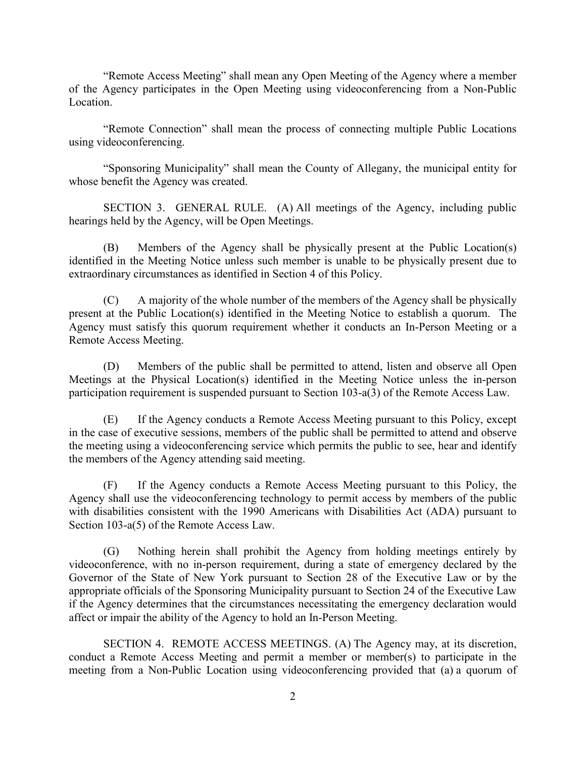"Remote Access Meeting" shall mean any Open Meeting of the Agency where a member of the Agency participates in the Open Meeting using videoconferencing from a Non-Public Location.

"Remote Connection" shall mean the process of connecting multiple Public Locations using videoconferencing.

"Sponsoring Municipality" shall mean the County of Allegany, the municipal entity for whose benefit the Agency was created.

SECTION 3. GENERAL RULE. (A) All meetings of the Agency, including public hearings held by the Agency, will be Open Meetings.

(B) Members of the Agency shall be physically present at the Public Location(s) identified in the Meeting Notice unless such member is unable to be physically present due to extraordinary circumstances as identified in Section 4 of this Policy.

(C) A majority of the whole number of the members of the Agency shall be physically present at the Public Location(s) identified in the Meeting Notice to establish a quorum. The Agency must satisfy this quorum requirement whether it conducts an In-Person Meeting or a Remote Access Meeting.

(D) Members of the public shall be permitted to attend, listen and observe all Open Meetings at the Physical Location(s) identified in the Meeting Notice unless the in-person participation requirement is suspended pursuant to Section 103-a(3) of the Remote Access Law.

(E) If the Agency conducts a Remote Access Meeting pursuant to this Policy, except in the case of executive sessions, members of the public shall be permitted to attend and observe the meeting using a videoconferencing service which permits the public to see, hear and identify the members of the Agency attending said meeting.

(F) If the Agency conducts a Remote Access Meeting pursuant to this Policy, the Agency shall use the videoconferencing technology to permit access by members of the public with disabilities consistent with the 1990 Americans with Disabilities Act (ADA) pursuant to Section 103-a(5) of the Remote Access Law.

(G) Nothing herein shall prohibit the Agency from holding meetings entirely by videoconference, with no in-person requirement, during a state of emergency declared by the Governor of the State of New York pursuant to Section 28 of the Executive Law or by the appropriate officials of the Sponsoring Municipality pursuant to Section 24 of the Executive Law if the Agency determines that the circumstances necessitating the emergency declaration would affect or impair the ability of the Agency to hold an In-Person Meeting.

SECTION 4. REMOTE ACCESS MEETINGS. (A) The Agency may, at its discretion, conduct a Remote Access Meeting and permit a member or member(s) to participate in the meeting from a Non-Public Location using videoconferencing provided that (a) a quorum of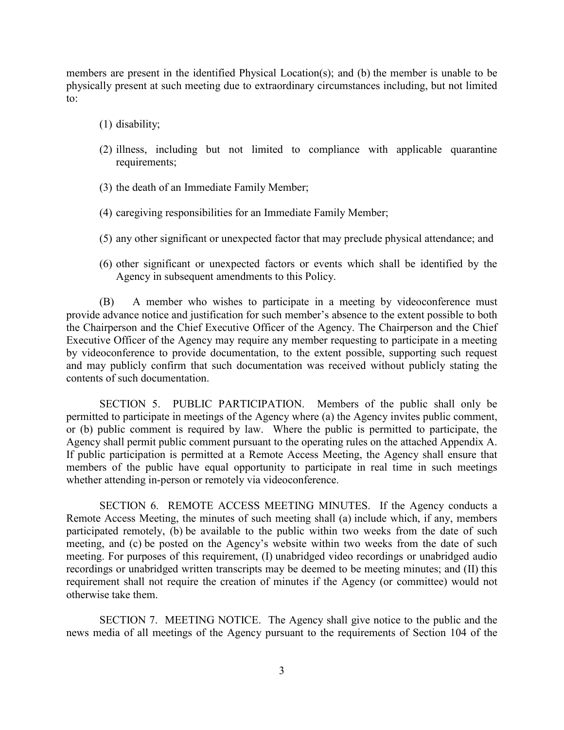members are present in the identified Physical Location(s); and (b) the member is unable to be physically present at such meeting due to extraordinary circumstances including, but not limited to:

(1) disability;

(2) illness, including but not limited to compliance with applicable quarantine requirements;

(3) the death of an Immediate Family Member;

(4) caregiving responsibilities for an Immediate Family Member;

(5) any other significant or unexpected factor that may preclude physical attendance; and

(6) other significant or unexpected factors or events which shall be identified by the Agency in subsequent amendments to this Policy.

(B) A member who wishes to participate in a meeting by videoconference must provide advance notice and justification for such member's absence to the extent possible to both the Chairperson and the Chief Executive Officer of the Agency. The Chairperson and the Chief Executive Officer of the Agency may require any member requesting to participate in a meeting by videoconference to provide documentation, to the extent possible, supporting such request and may publicly confirm that such documentation was received without publicly stating the contents of such documentation.

SECTION 5. PUBLIC PARTICIPATION. Members of the public shall only be permitted to participate in meetings of the Agency where (a) the Agency invites public comment, or (b) public comment is required by law. Where the public is permitted to participate, the Agency shall permit public comment pursuant to the operating rules on the attached Appendix A. If public participation is permitted at a Remote Access Meeting, the Agency shall ensure that members of the public have equal opportunity to participate in real time in such meetings whether attending in-person or remotely via videoconference.

SECTION 6. REMOTE ACCESS MEETING MINUTES. If the Agency conducts a Remote Access Meeting, the minutes of such meeting shall (a) include which, if any, members participated remotely, (b) be available to the public within two weeks from the date of such meeting, and (c) be posted on the Agency's website within two weeks from the date of such meeting. For purposes of this requirement, (I) unabridged video recordings or unabridged audio recordings or unabridged written transcripts may be deemed to be meeting minutes; and (II) this requirement shall not require the creation of minutes if the Agency (or committee) would not otherwise take them.

SECTION 7. MEETING NOTICE. The Agency shall give notice to the public and the news media of all meetings of the Agency pursuant to the requirements of Section 104 of the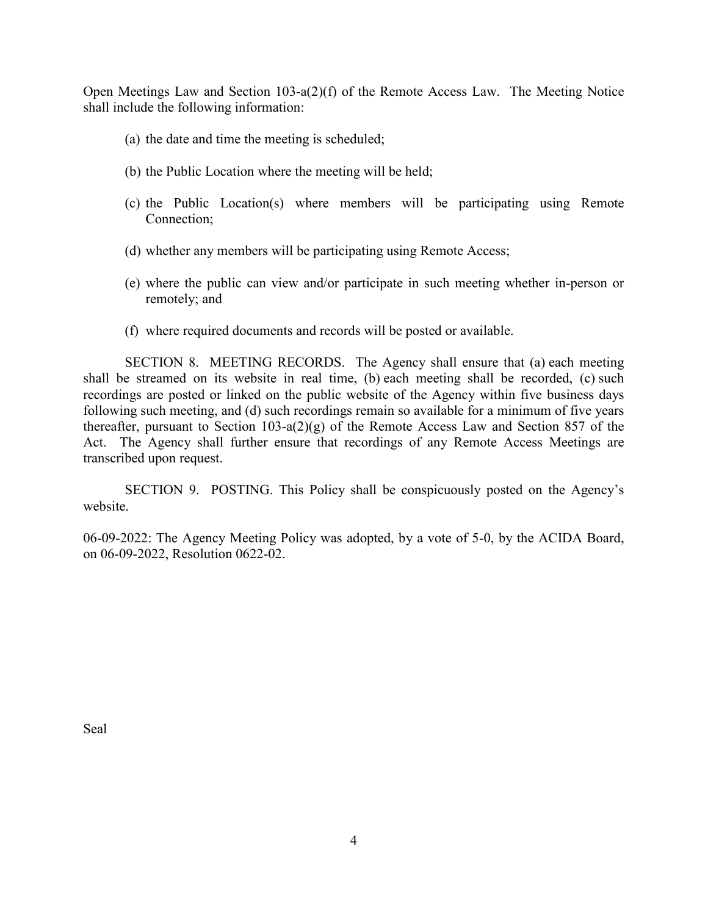Open Meetings Law and Section 103-a(2)(f) of the Remote Access Law. The Meeting Notice shall include the following information:

(a) the date and time the meeting is scheduled;

(b) the Public Location where the meeting will be held;

(c) the Public Location(s) where members will be participating using Remote Connection;

(d) whether any members will be participating using Remote Access;

(e) where the public can view and/or participate in such meeting whether in-person or remotely; and

(f) where required documents and records will be posted or available.

SECTION 8. MEETING RECORDS. The Agency shall ensure that (a) each meeting shall be streamed on its website in real time, (b) each meeting shall be recorded, (c) such recordings are posted or linked on the public website of the Agency within five business days following such meeting, and (d) such recordings remain so available for a minimum of five years thereafter, pursuant to Section 103-a(2)(g) of the Remote Access Law and Section 857 of the Act. The Agency shall further ensure that recordings of any Remote Access Meetings are transcribed upon request.

SECTION 9. POSTING. This Policy shall be conspicuously posted on the Agency's website.

06-09-2022: The Agency Meeting Policy was adopted, by a vote of 5-0, by the ACIDA Board, on 06-09-2022, Resolution 0622-02.

Seal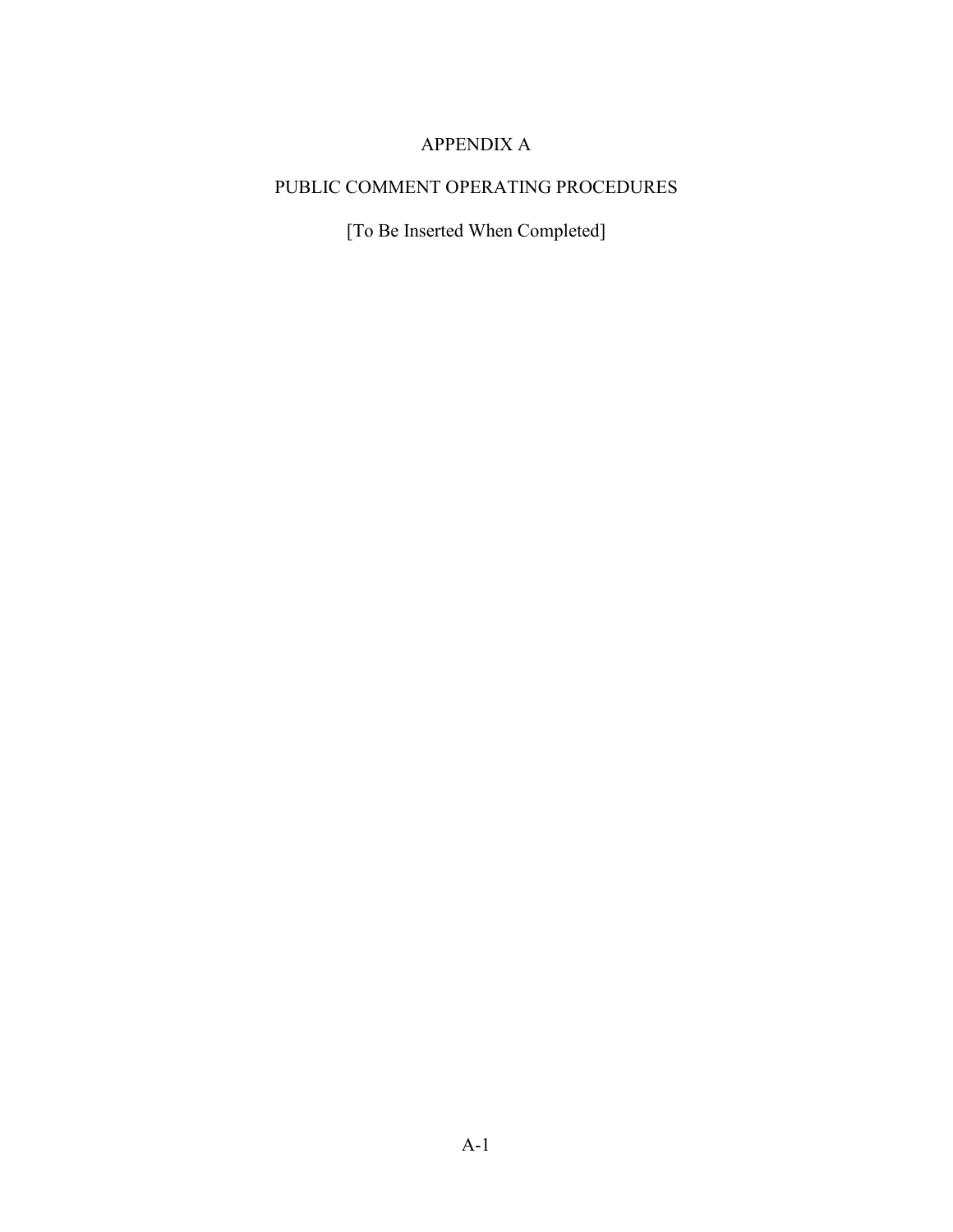# APPENDIX A

## PUBLIC COMMENT OPERATING PROCEDURES

[To Be Inserted When Completed]